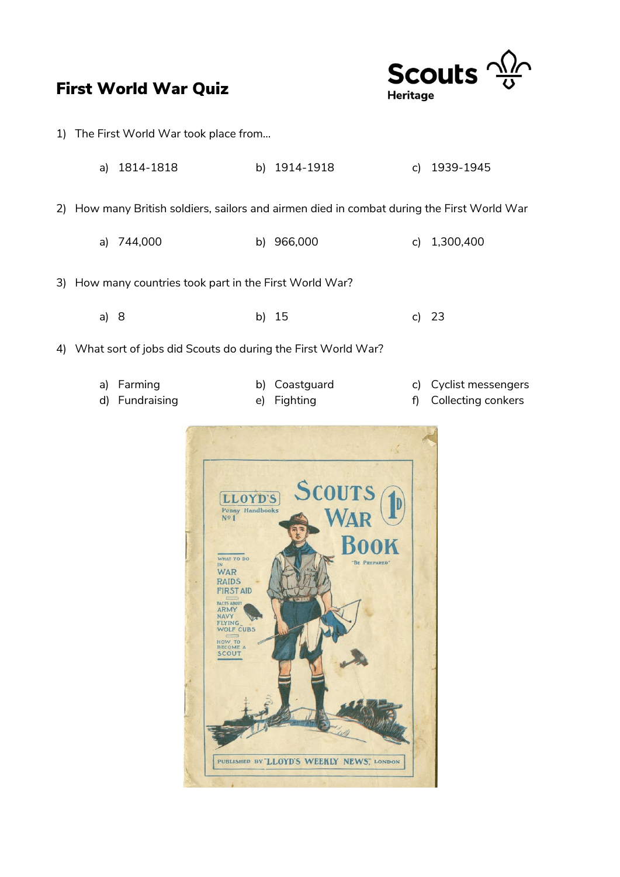# First World War Quiz

Scouts Heritage

1) The First World War took place from...

   a) 1814-1818  b) 1914-1918  c) 1939-1945

2) How many British soldiers, sailors and airmen died in combat during the First World War

   a) 744,000  b) 966,000  c) 1,300,400

3) How many countries took part in the First World War?

   a) 8  b) 15  c) 23

4) What sort of jobs did Scouts do during the First World War?

   a) Farming  b) Coastguard  c) Cyclist messengers
   d) Fundraising  e) Fighting  f) Collecting conkers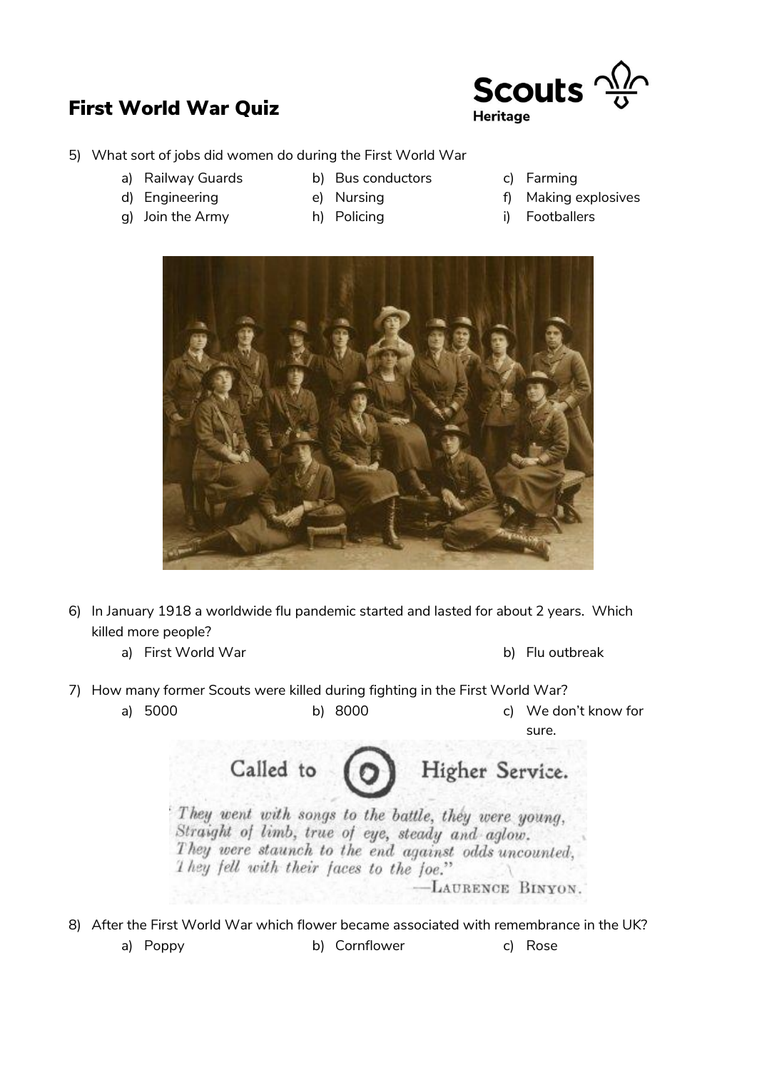# First World War Quiz

5) What sort of jobs did women do during the First World War
   - a) Railway Guards
   - b) Bus conductors
   - c) Farming
   - d) Engineering
   - e) Nursing
   - f) Making explosives
   - g) Join the Army
   - h) Policing
   - i) Footballers

6) In January 1918 a worldwide flu pandemic started and lasted for about 2 years. Which killed more people?
   - a) First World War
   - b) Flu outbreak

7) How many former Scouts were killed during fighting in the First World War?
   - a) 5000
   - b) 8000
   - c) We don't know for sure.

Called to Higher Service.

*They went with songs to the battle, they were young,*
*Straight of limb, true of eye, steady and aglow.*
*They were staunch to the end against odds uncounted,*
*They fell with their faces to the foe."*

—Laurence Binyon.

8) After the First World War which flower became associated with remembrance in the UK?
   - a) Poppy
   - b) Cornflower
   - c) Rose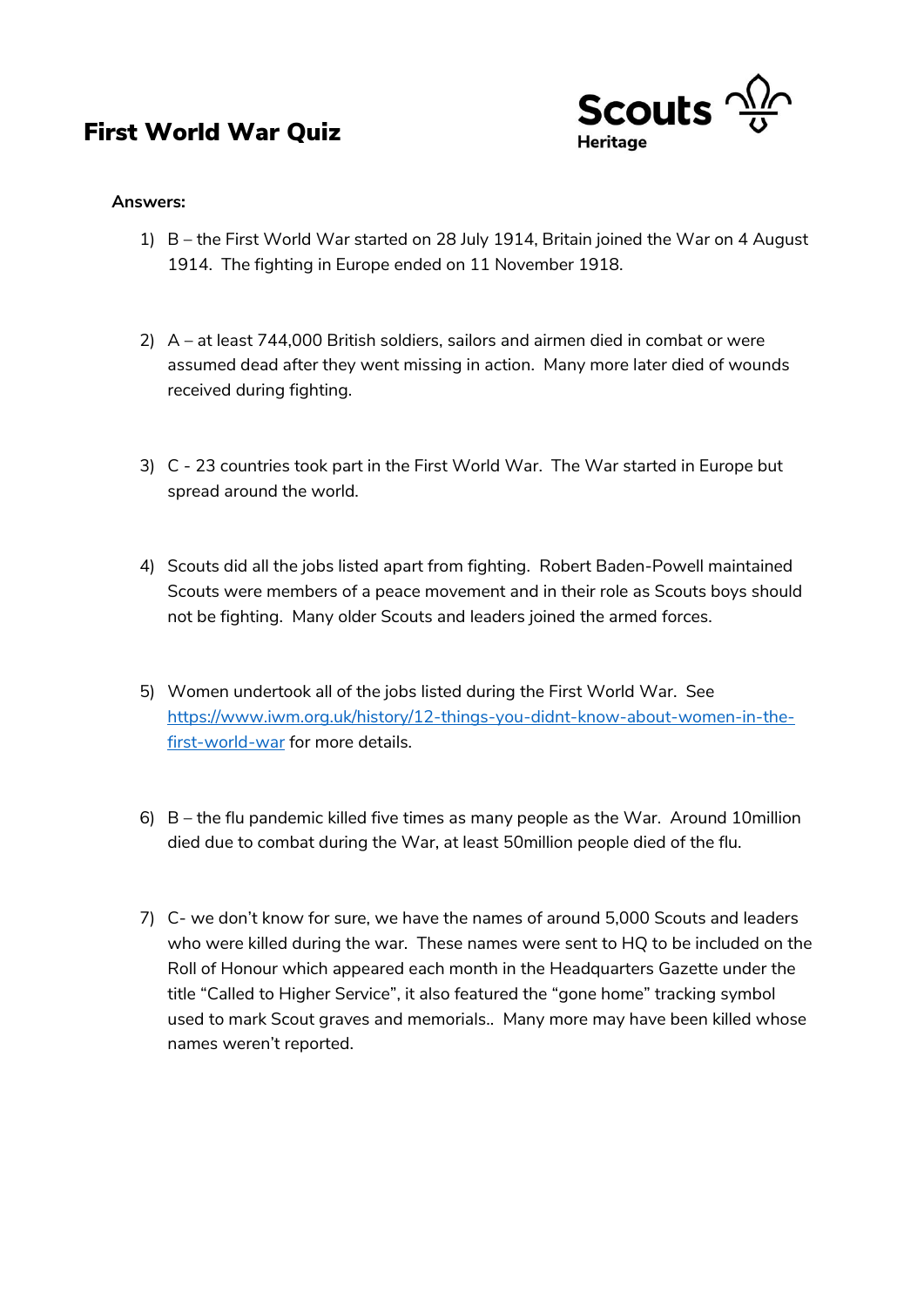# First World War Quiz

Scouts Heritage

**Answers:**

1) B – the First World War started on 28 July 1914, Britain joined the War on 4 August 1914. The fighting in Europe ended on 11 November 1918.

2) A – at least 744,000 British soldiers, sailors and airmen died in combat or were assumed dead after they went missing in action. Many more later died of wounds received during fighting.

3) C - 23 countries took part in the First World War. The War started in Europe but spread around the world.

4) Scouts did all the jobs listed apart from fighting. Robert Baden-Powell maintained Scouts were members of a peace movement and in their role as Scouts boys should not be fighting. Many older Scouts and leaders joined the armed forces.

5) Women undertook all of the jobs listed during the First World War. See [https://www.iwm.org.uk/history/12-things-you-didnt-know-about-women-in-the-first-world-war](https://www.iwm.org.uk/history/12-things-you-didnt-know-about-women-in-the-first-world-war) for more details.

6) B – the flu pandemic killed five times as many people as the War. Around 10million died due to combat during the War, at least 50million people died of the flu.

7) C- we don't know for sure, we have the names of around 5,000 Scouts and leaders who were killed during the war. These names were sent to HQ to be included on the Roll of Honour which appeared each month in the Headquarters Gazette under the title "Called to Higher Service", it also featured the "gone home" tracking symbol used to mark Scout graves and memorials.. Many more may have been killed whose names weren't reported.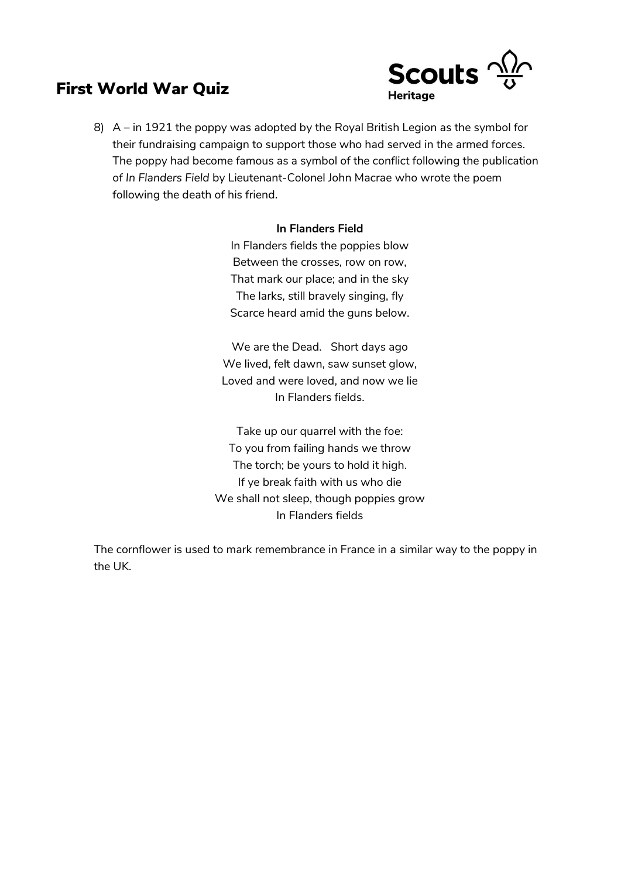8) A – in 1921 the poppy was adopted by the Royal British Legion as the symbol for their fundraising campaign to support those who had served in the armed forces. The poppy had become famous as a symbol of the conflict following the publication of *In Flanders Field* by Lieutenant-Colonel John Macrae who wrote the poem following the death of his friend.

**In Flanders Field**

In Flanders fields the poppies blow
Between the crosses, row on row,
That mark our place; and in the sky
The larks, still bravely singing, fly
Scarce heard amid the guns below.

We are the Dead. Short days ago
We lived, felt dawn, saw sunset glow,
Loved and were loved, and now we lie
In Flanders fields.

Take up our quarrel with the foe:
To you from failing hands we throw
The torch; be yours to hold it high.
If ye break faith with us who die
We shall not sleep, though poppies grow
In Flanders fields

The cornflower is used to mark remembrance in France in a similar way to the poppy in the UK.